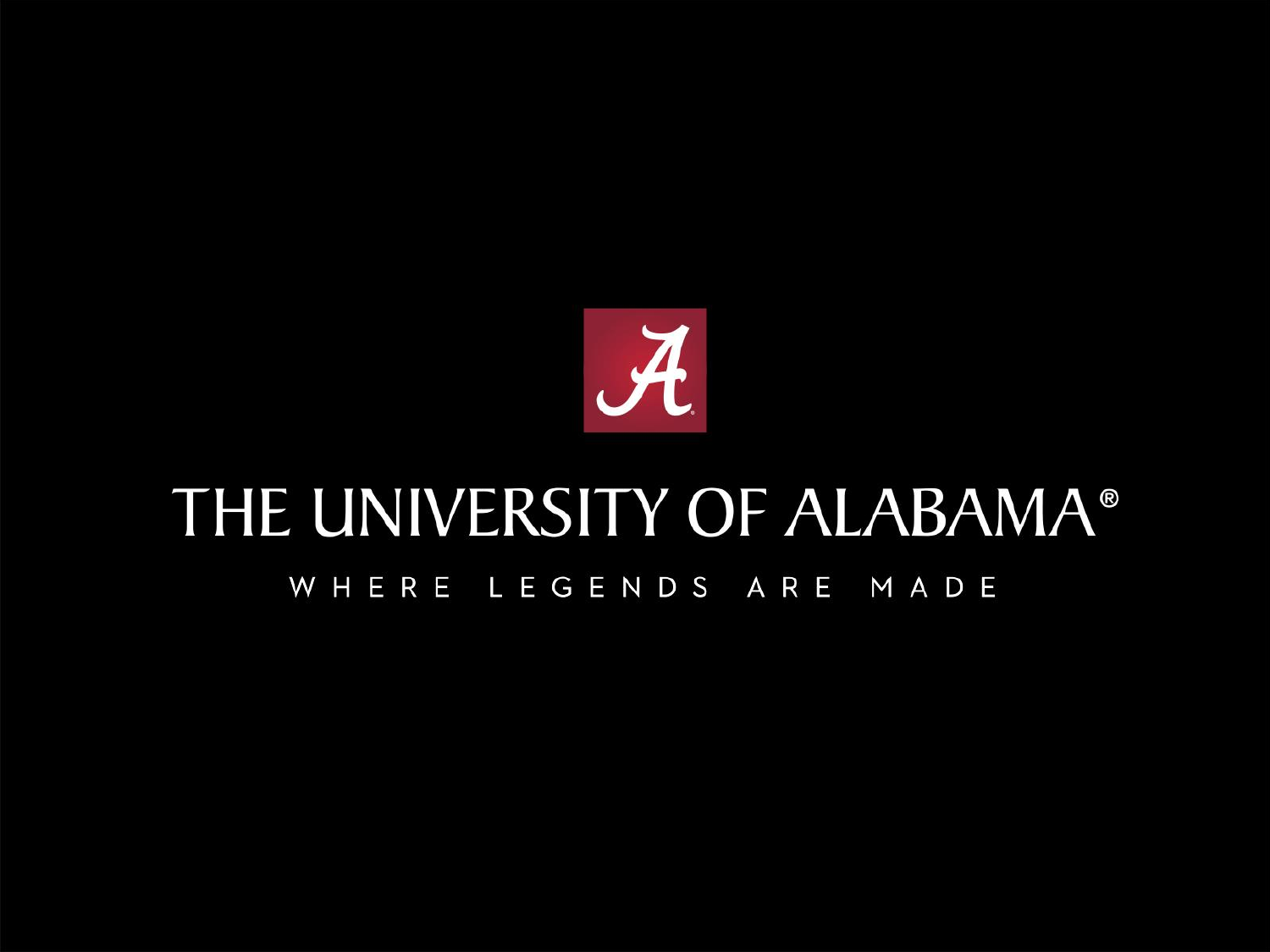# THE UNIVERSITY OF ALABAMA®

WHERE LEGENDS ARE MADE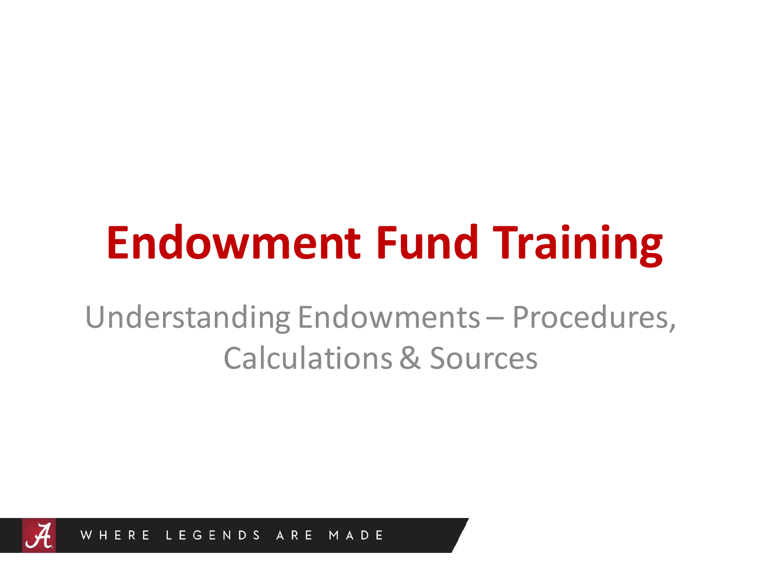# Endowment Fund Training

Understanding Endowments – Procedures, Calculations & Sources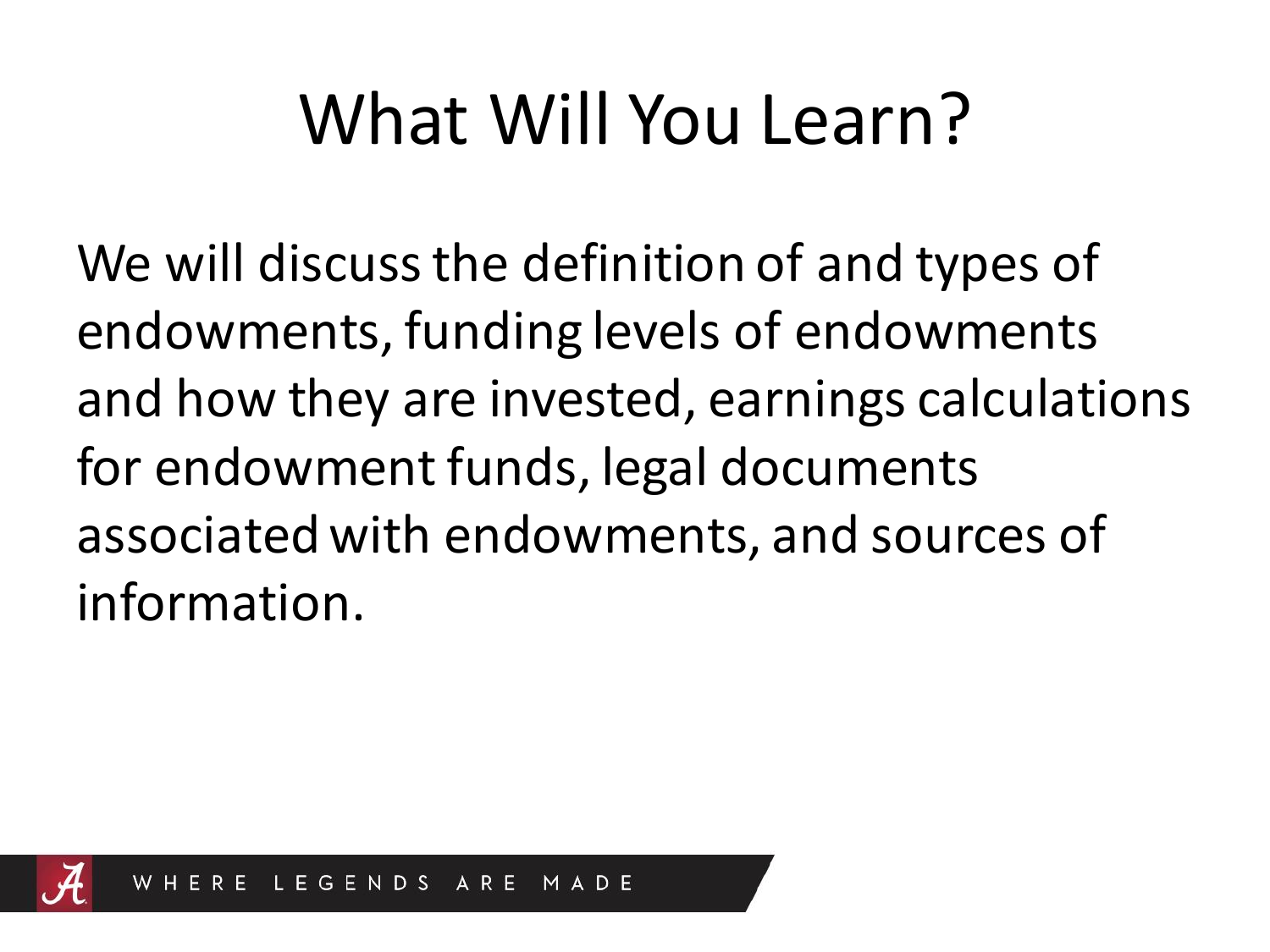# What Will You Learn?

We will discuss the definition of and types of endowments, funding levels of endowments and how they are invested, earnings calculations for endowment funds, legal documents associated with endowments, and sources of information.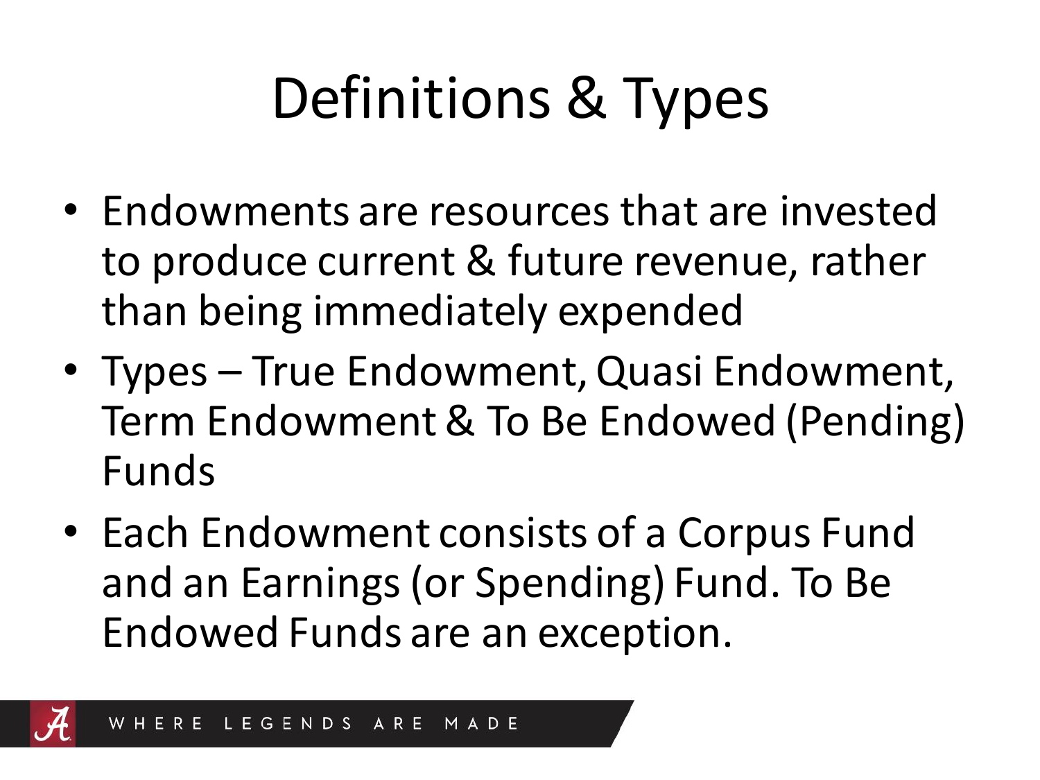# Definitions & Types

- Endowments are resources that are invested to produce current & future revenue, rather than being immediately expended
- Types – True Endowment, Quasi Endowment, Term Endowment & To Be Endowed (Pending) Funds
- Each Endowment consists of a Corpus Fund and an Earnings (or Spending) Fund. To Be Endowed Funds are an exception.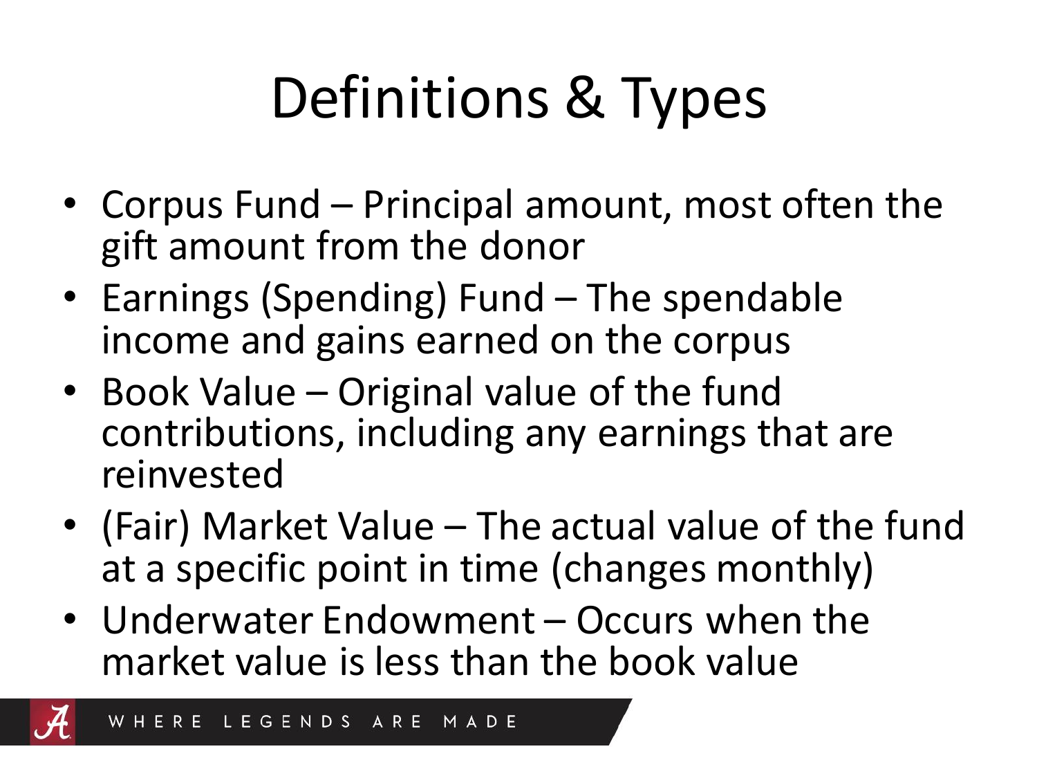# Definitions & Types

- Corpus Fund – Principal amount, most often the gift amount from the donor
- Earnings (Spending) Fund – The spendable income and gains earned on the corpus
- Book Value – Original value of the fund contributions, including any earnings that are reinvested
- (Fair) Market Value – The actual value of the fund at a specific point in time (changes monthly)
- Underwater Endowment – Occurs when the market value is less than the book value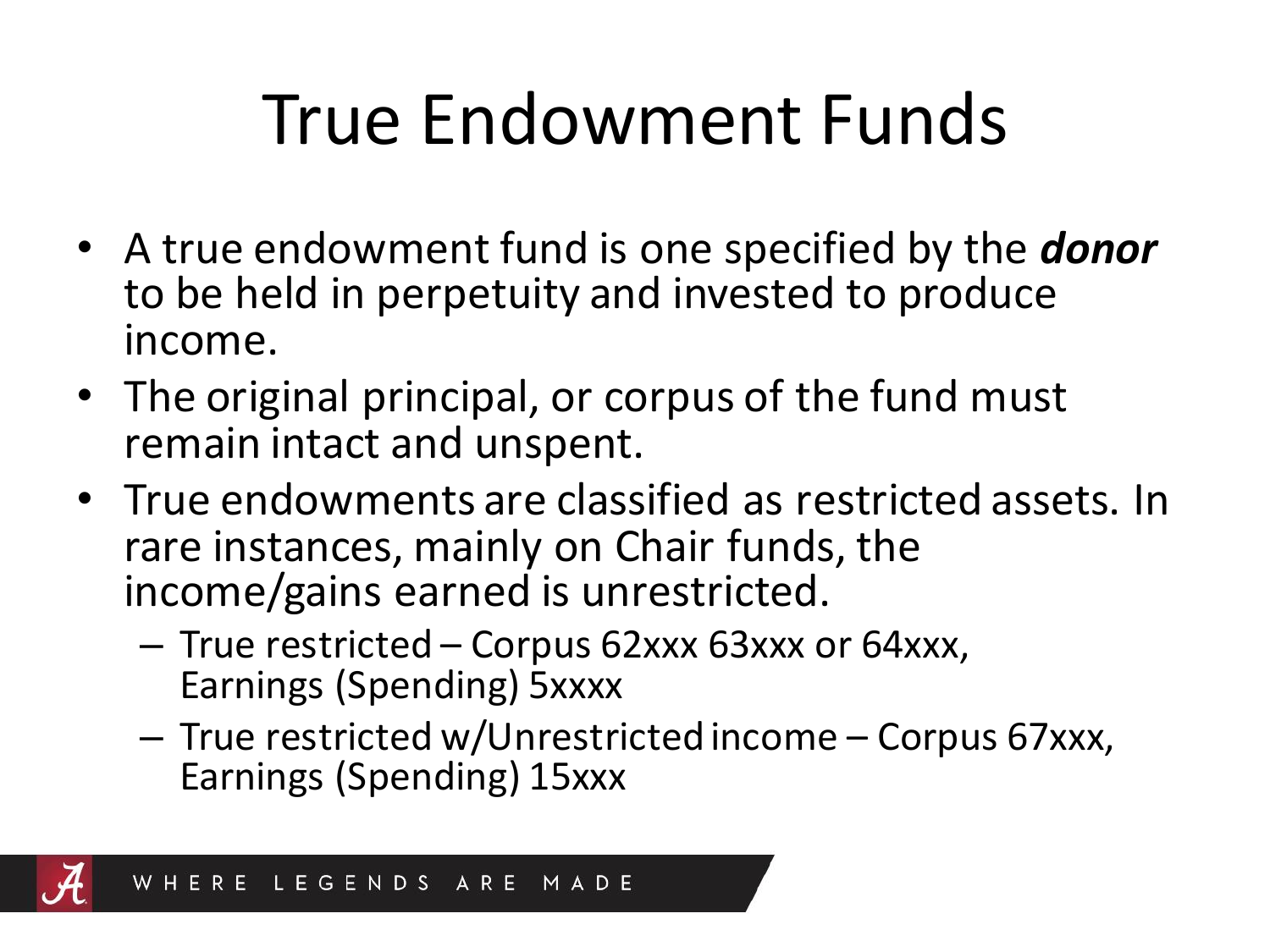# True Endowment Funds

- A true endowment fund is one specified by the ***donor*** to be held in perpetuity and invested to produce income.
- The original principal, or corpus of the fund must remain intact and unspent.
- True endowments are classified as restricted assets. In rare instances, mainly on Chair funds, the income/gains earned is unrestricted.
  - True restricted – Corpus 62xxx 63xxx or 64xxx, Earnings (Spending) 5xxxx
  - True restricted w/Unrestricted income – Corpus 67xxx, Earnings (Spending) 15xxx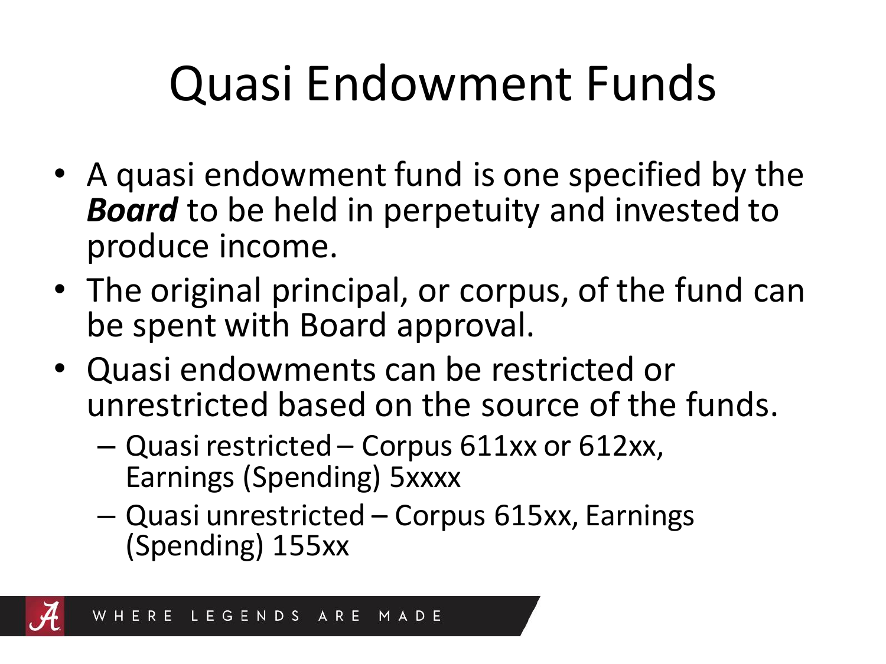# Quasi Endowment Funds

- A quasi endowment fund is one specified by the ***Board*** to be held in perpetuity and invested to produce income.
- The original principal, or corpus, of the fund can be spent with Board approval.
- Quasi endowments can be restricted or unrestricted based on the source of the funds.
  - Quasi restricted – Corpus 611xx or 612xx, Earnings (Spending) 5xxxx
  - Quasi unrestricted – Corpus 615xx, Earnings (Spending) 155xx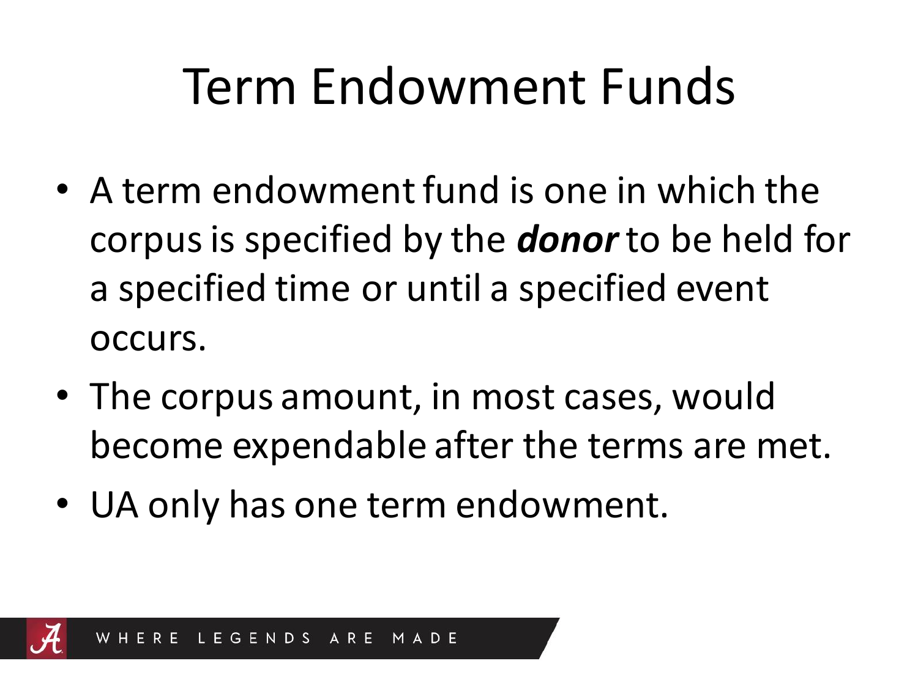# Term Endowment Funds

- A term endowment fund is one in which the corpus is specified by the ***donor*** to be held for a specified time or until a specified event occurs.
- The corpus amount, in most cases, would become expendable after the terms are met.
- UA only has one term endowment.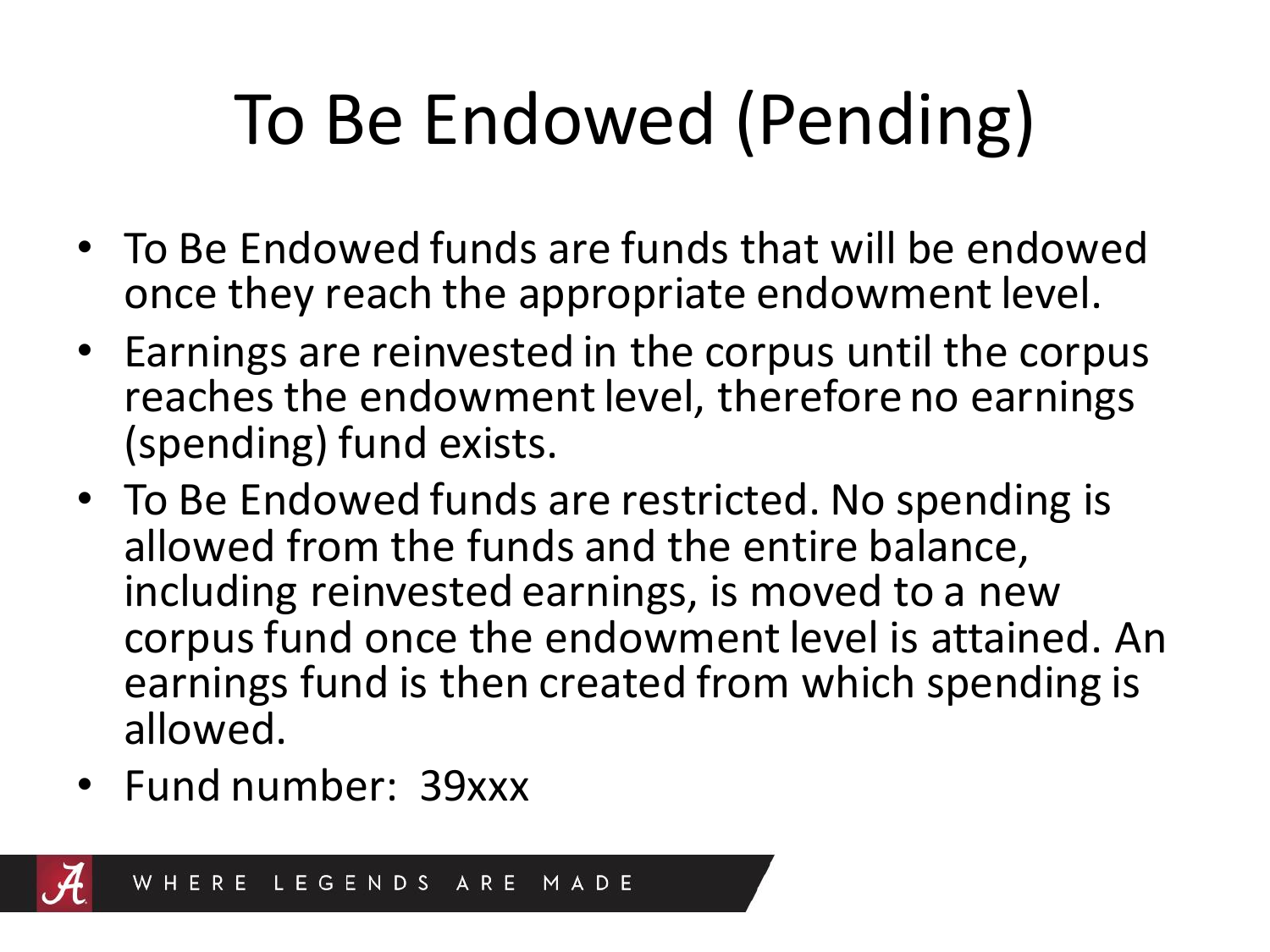# To Be Endowed (Pending)

- To Be Endowed funds are funds that will be endowed once they reach the appropriate endowment level.
- Earnings are reinvested in the corpus until the corpus reaches the endowment level, therefore no earnings (spending) fund exists.
- To Be Endowed funds are restricted. No spending is allowed from the funds and the entire balance, including reinvested earnings, is moved to a new corpus fund once the endowment level is attained. An earnings fund is then created from which spending is allowed.
- Fund number: 39xxx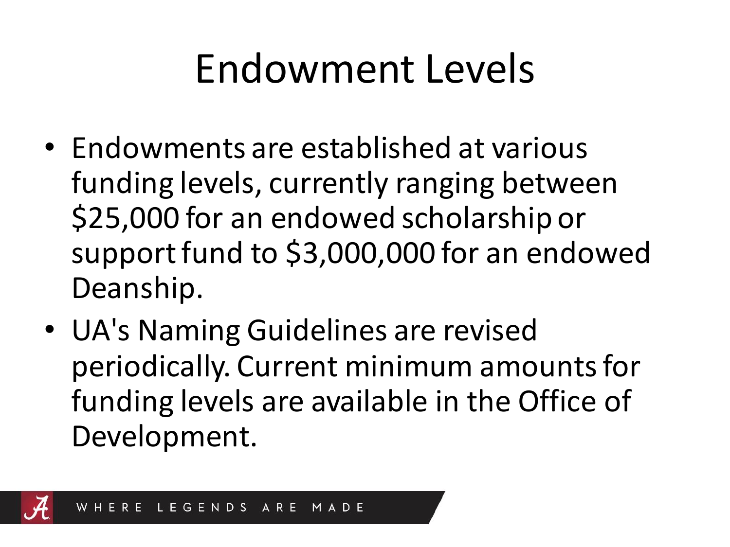# Endowment Levels

- Endowments are established at various funding levels, currently ranging between $25,000 for an endowed scholarship or support fund to $3,000,000 for an endowed Deanship.
- UA's Naming Guidelines are revised periodically. Current minimum amounts for funding levels are available in the Office of Development.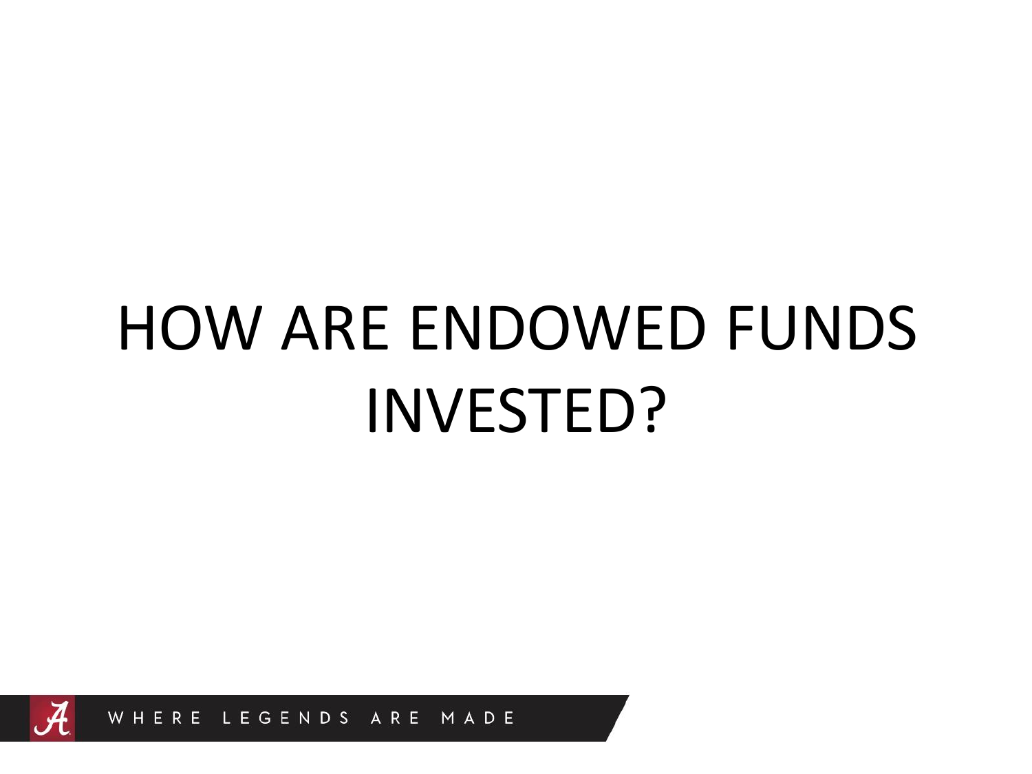# HOW ARE ENDOWED FUNDS INVESTED?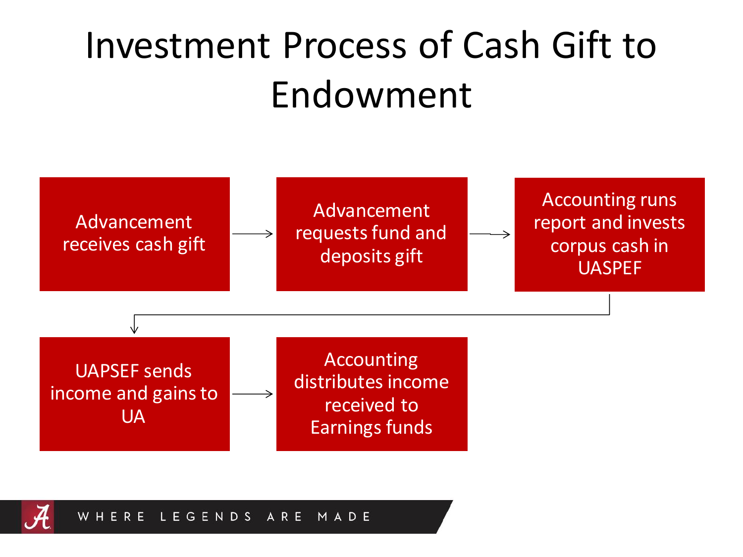# Investment Process of Cash Gift to Endowment

1. Advancement receives cash gift
2. Advancement requests fund and deposits gift
3. Accounting runs report and invests corpus cash in UASPEF
4. UAPSEF sends income and gains to UA
5. Accounting distributes income received to Earnings funds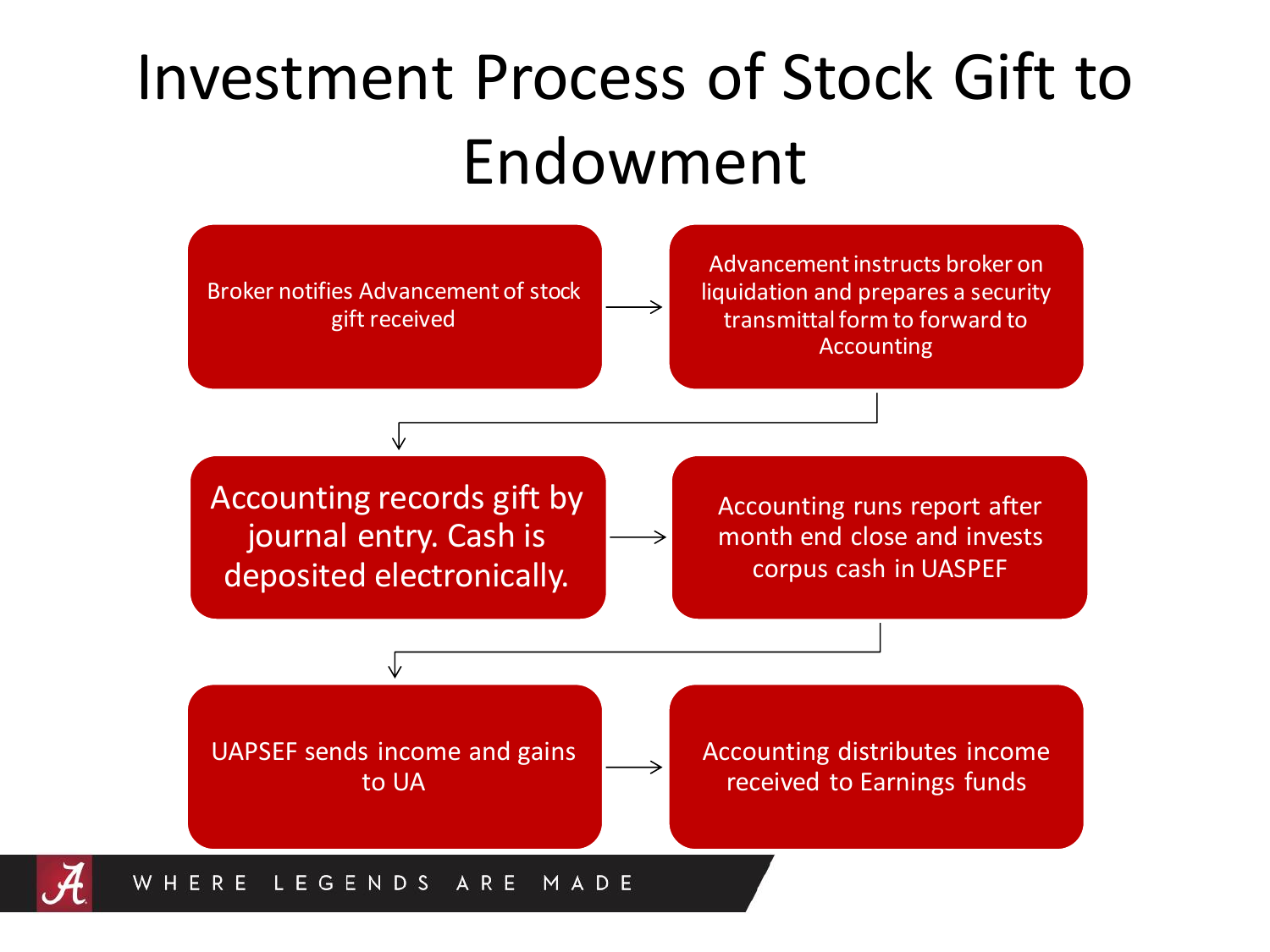# Investment Process of Stock Gift to Endowment

1. Broker notifies Advancement of stock gift received
2. Advancement instructs broker on liquidation and prepares a security transmittal form to forward to Accounting
3. Accounting records gift by journal entry. Cash is deposited electronically.
4. Accounting runs report after month end close and invests corpus cash in UASPEF
5. UAPSEF sends income and gains to UA
6. Accounting distributes income received to Earnings funds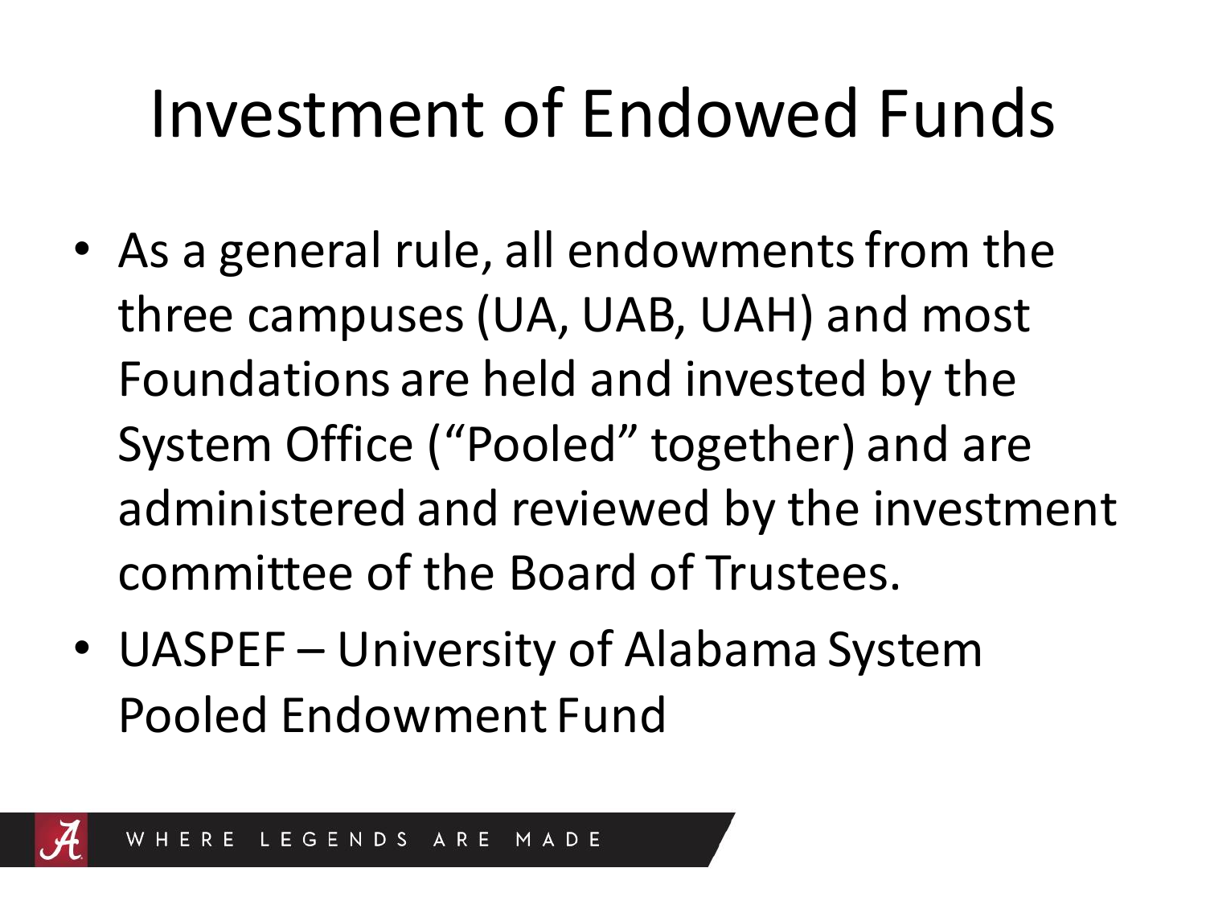# Investment of Endowed Funds

- As a general rule, all endowments from the three campuses (UA, UAB, UAH) and most Foundations are held and invested by the System Office ("Pooled" together) and are administered and reviewed by the investment committee of the Board of Trustees.
- UASPEF – University of Alabama System Pooled Endowment Fund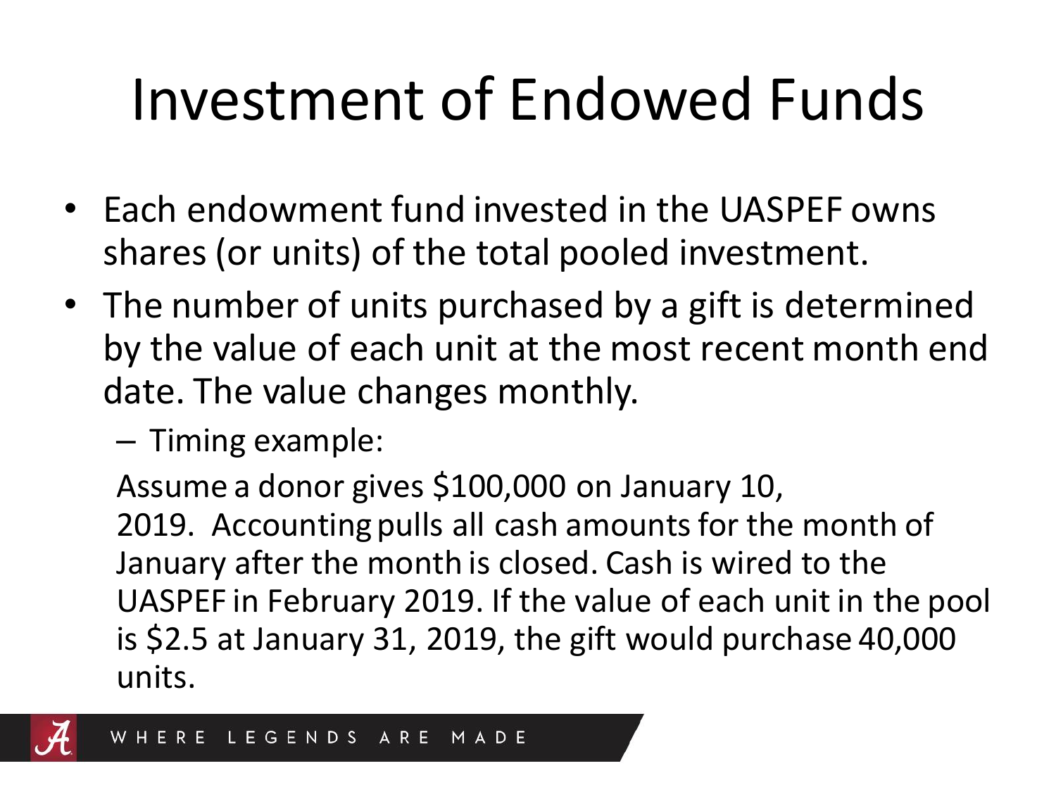# Investment of Endowed Funds

- Each endowment fund invested in the UASPEF owns shares (or units) of the total pooled investment.
- The number of units purchased by a gift is determined by the value of each unit at the most recent month end date. The value changes monthly.
  - Timing example:

    Assume a donor gives $100,000 on January 10, 2019. Accounting pulls all cash amounts for the month of January after the month is closed. Cash is wired to the UASPEF in February 2019. If the value of each unit in the pool is $2.5 at January 31, 2019, the gift would purchase 40,000 units.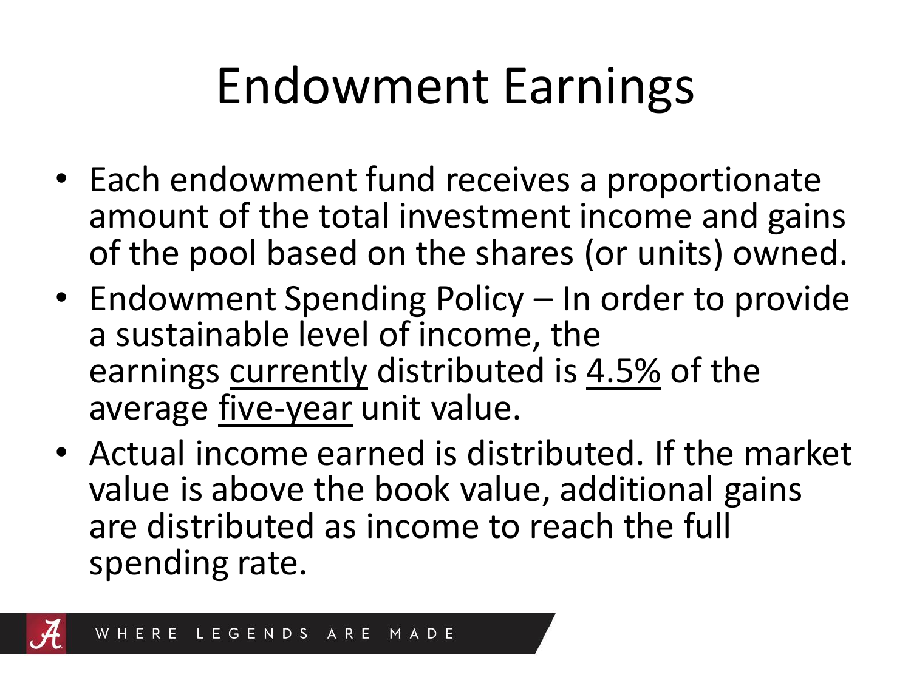# Endowment Earnings

- Each endowment fund receives a proportionate amount of the total investment income and gains of the pool based on the shares (or units) owned.
- Endowment Spending Policy – In order to provide a sustainable level of income, the earnings <u>currently</u> distributed is <u>4.5%</u> of the average <u>five-year</u> unit value.
- Actual income earned is distributed. If the market value is above the book value, additional gains are distributed as income to reach the full spending rate.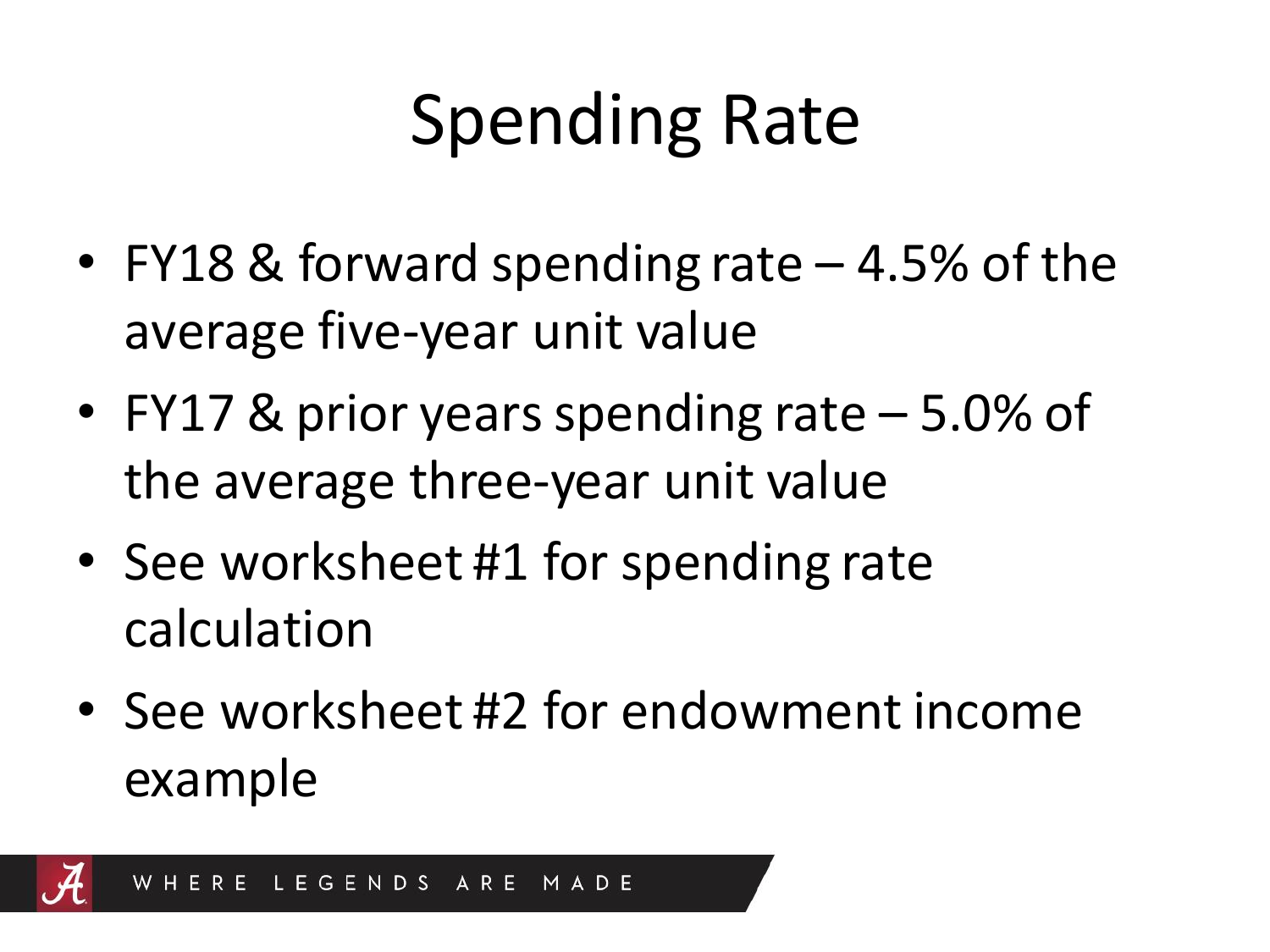# Spending Rate

- FY18 & forward spending rate – 4.5% of the average five-year unit value
- FY17 & prior years spending rate – 5.0% of the average three-year unit value
- See worksheet #1 for spending rate calculation
- See worksheet #2 for endowment income example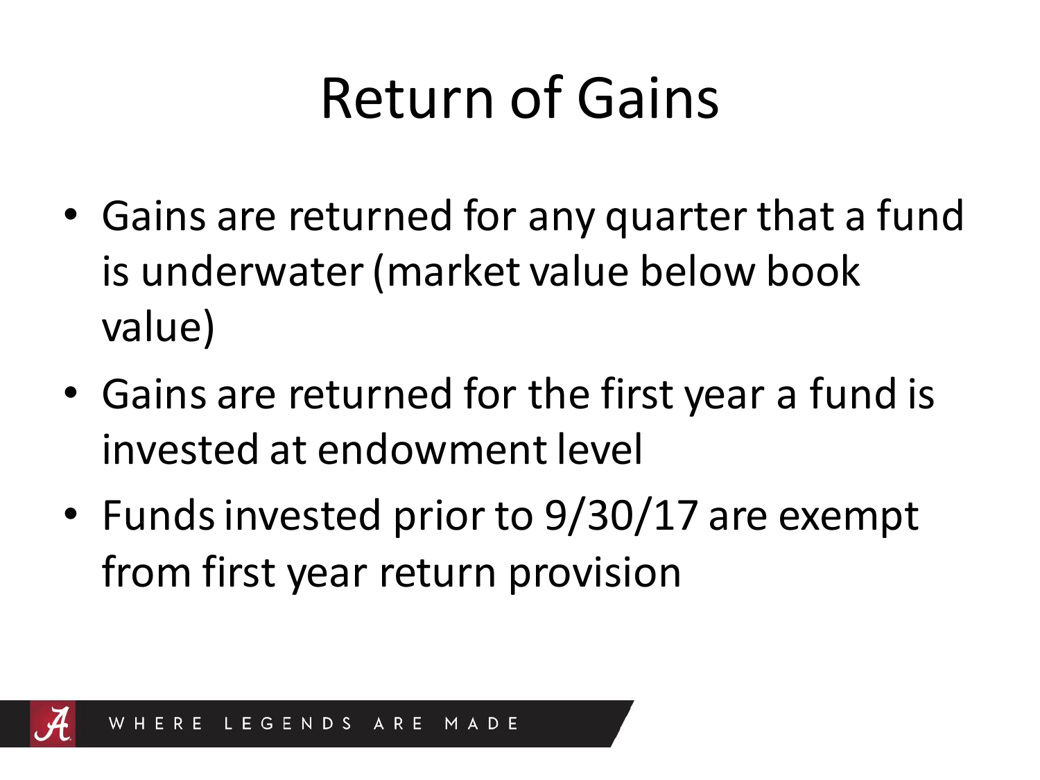# Return of Gains

- Gains are returned for any quarter that a fund is underwater (market value below book value)
- Gains are returned for the first year a fund is invested at endowment level
- Funds invested prior to 9/30/17 are exempt from first year return provision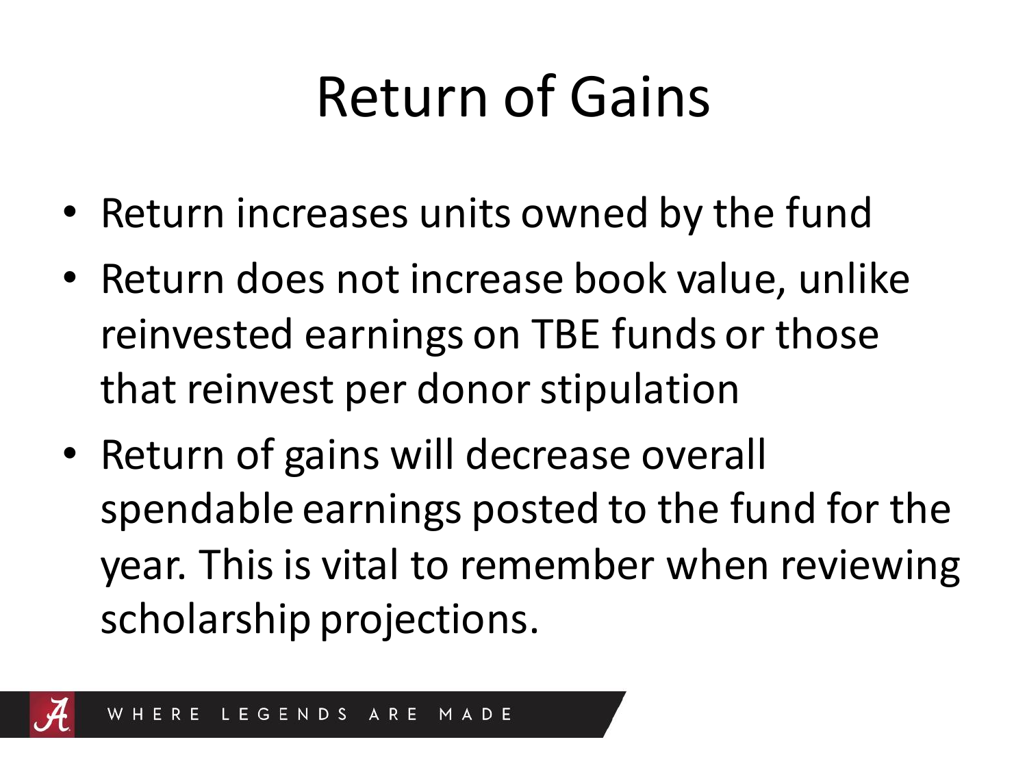# Return of Gains

- Return increases units owned by the fund
- Return does not increase book value, unlike reinvested earnings on TBE funds or those that reinvest per donor stipulation
- Return of gains will decrease overall spendable earnings posted to the fund for the year. This is vital to remember when reviewing scholarship projections.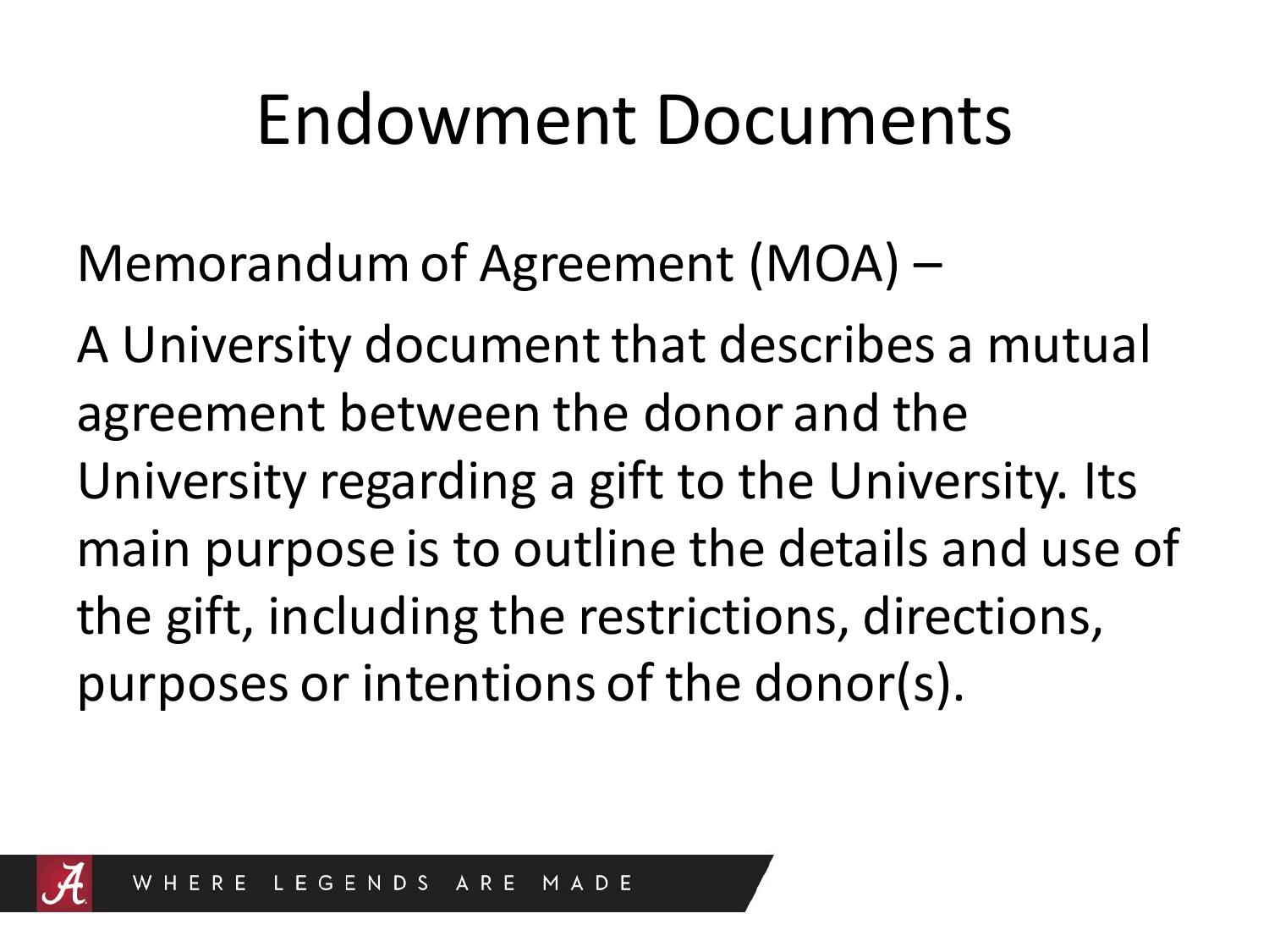# Endowment Documents

Memorandum of Agreement (MOA) –

A University document that describes a mutual agreement between the donor and the University regarding a gift to the University. Its main purpose is to outline the details and use of the gift, including the restrictions, directions, purposes or intentions of the donor(s).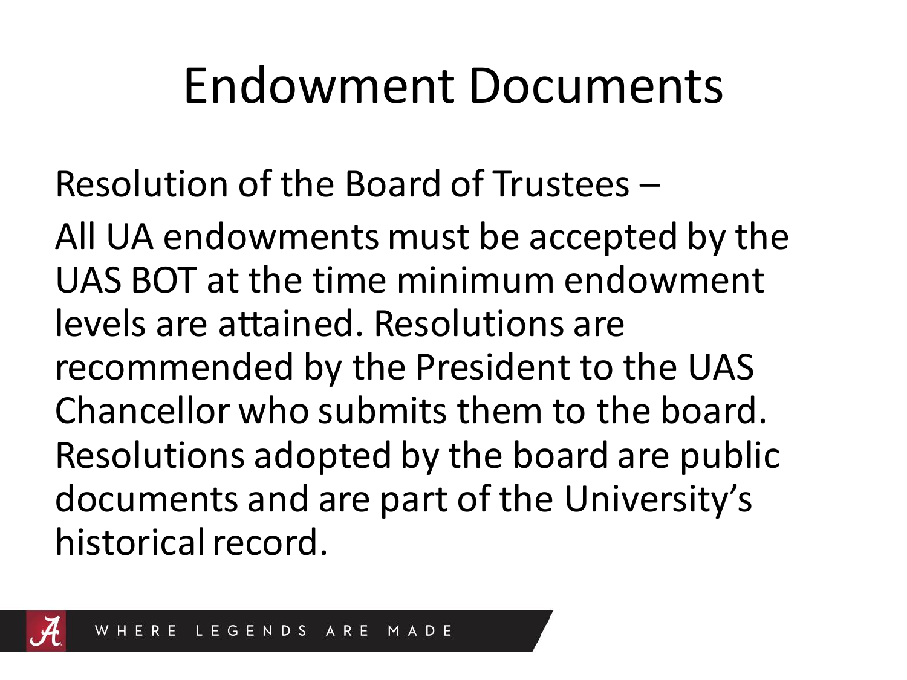# Endowment Documents

Resolution of the Board of Trustees –

All UA endowments must be accepted by the UAS BOT at the time minimum endowment levels are attained. Resolutions are recommended by the President to the UAS Chancellor who submits them to the board. Resolutions adopted by the board are public documents and are part of the University's historical record.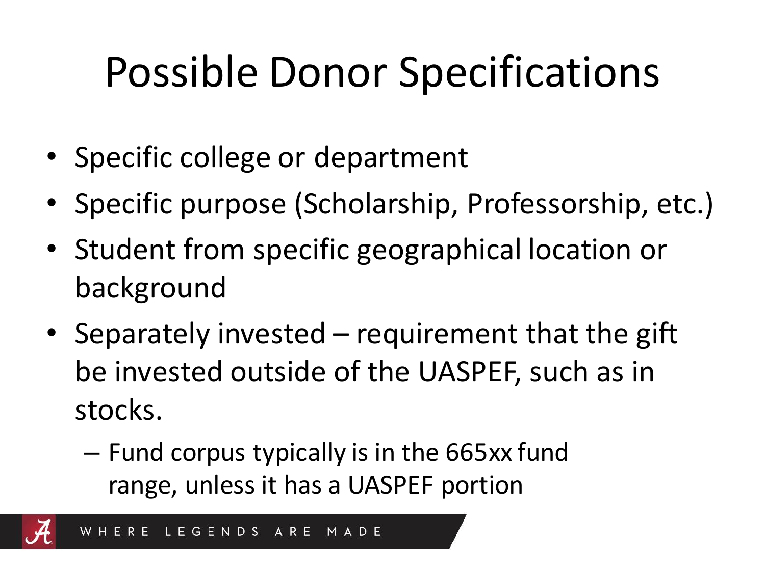# Possible Donor Specifications

- Specific college or department
- Specific purpose (Scholarship, Professorship, etc.)
- Student from specific geographical location or background
- Separately invested – requirement that the gift be invested outside of the UASPEF, such as in stocks.
  - Fund corpus typically is in the 665xx fund range, unless it has a UASPEF portion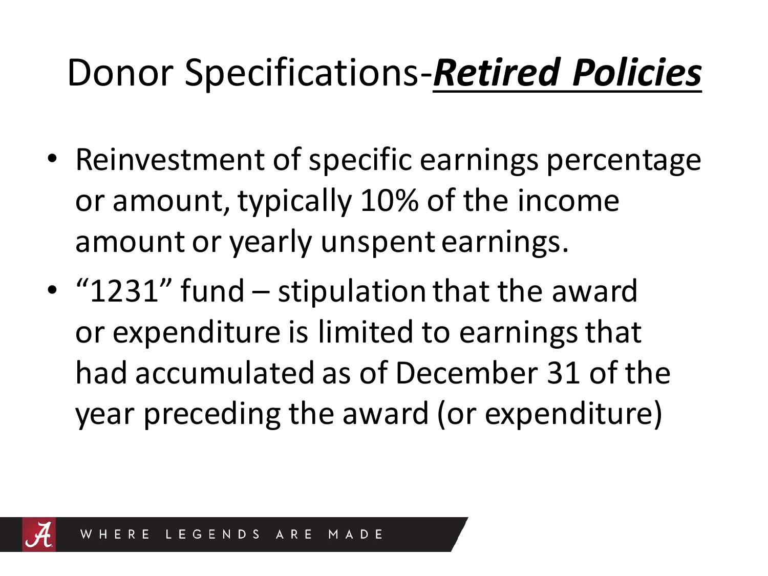# Donor Specifications-***Retired Policies***

- Reinvestment of specific earnings percentage or amount, typically 10% of the income amount or yearly unspent earnings.
- “1231” fund – stipulation that the award or expenditure is limited to earnings that had accumulated as of December 31 of the year preceding the award (or expenditure)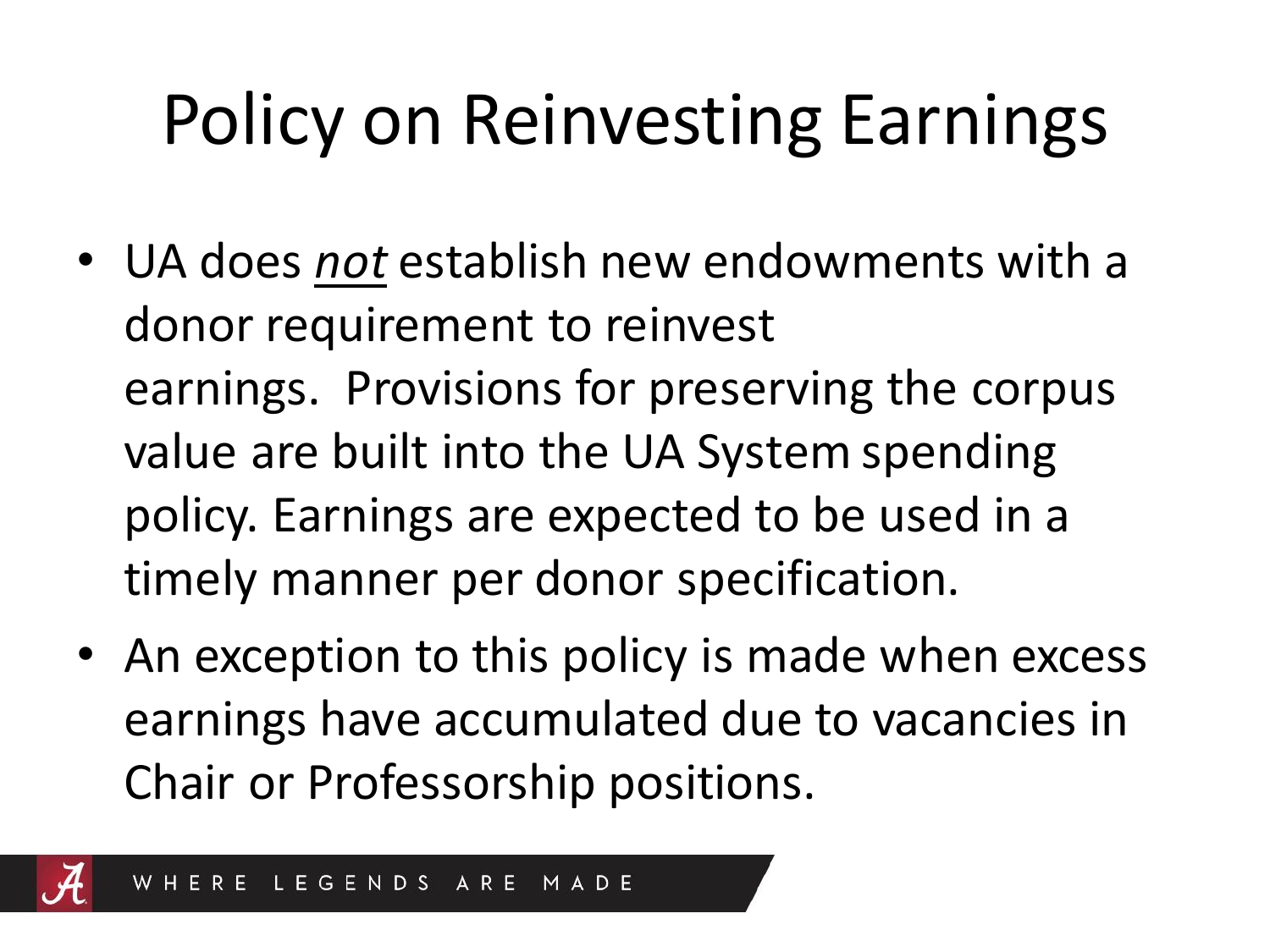# Policy on Reinvesting Earnings

- UA does *not* establish new endowments with a donor requirement to reinvest earnings. Provisions for preserving the corpus value are built into the UA System spending policy. Earnings are expected to be used in a timely manner per donor specification.
- An exception to this policy is made when excess earnings have accumulated due to vacancies in Chair or Professorship positions.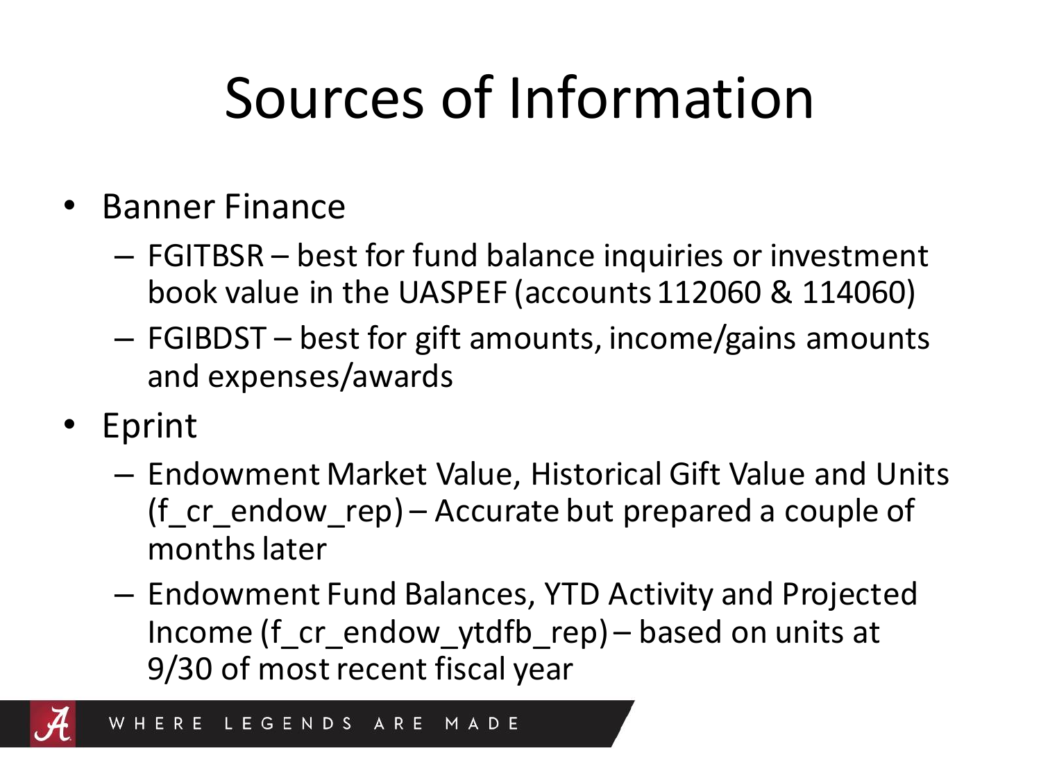# Sources of Information

- Banner Finance
  - FGITBSR – best for fund balance inquiries or investment book value in the UASPEF (accounts 112060 & 114060)
  - FGIBDST – best for gift amounts, income/gains amounts and expenses/awards
- Eprint
  - Endowment Market Value, Historical Gift Value and Units (f_cr_endow_rep) – Accurate but prepared a couple of months later
  - Endowment Fund Balances, YTD Activity and Projected Income (f_cr_endow_ytdfb_rep) – based on units at 9/30 of most recent fiscal year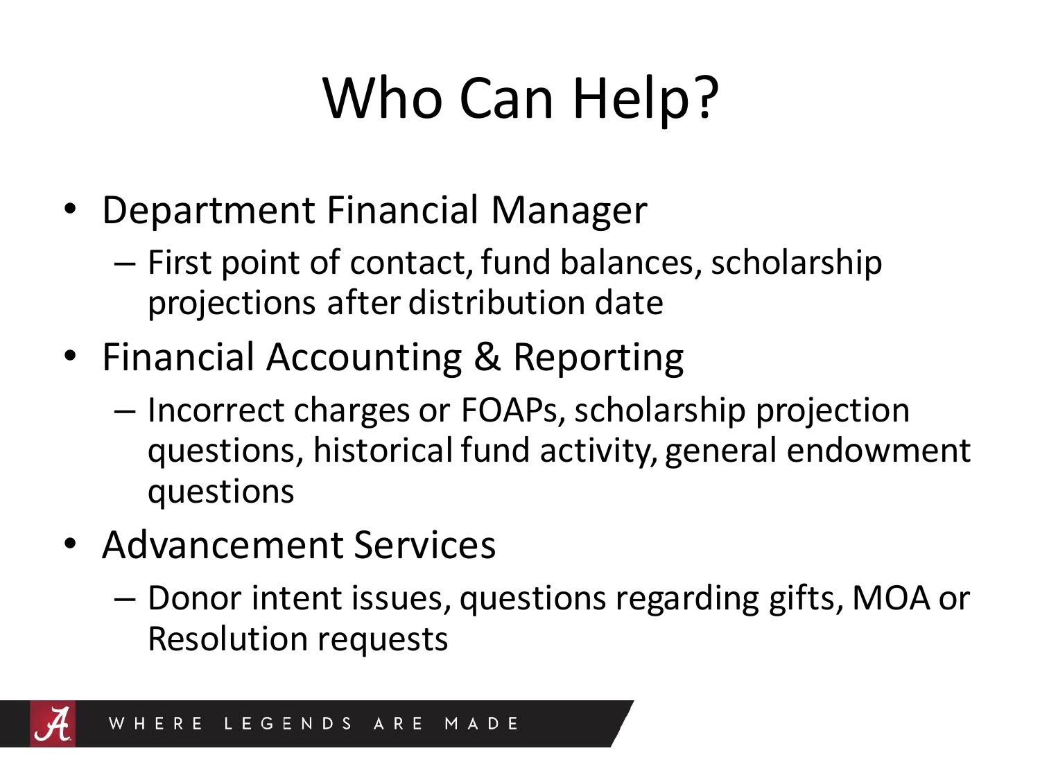# Who Can Help?

- Department Financial Manager
  - First point of contact, fund balances, scholarship projections after distribution date
- Financial Accounting & Reporting
  - Incorrect charges or FOAPs, scholarship projection questions, historical fund activity, general endowment questions
- Advancement Services
  - Donor intent issues, questions regarding gifts, MOA or Resolution requests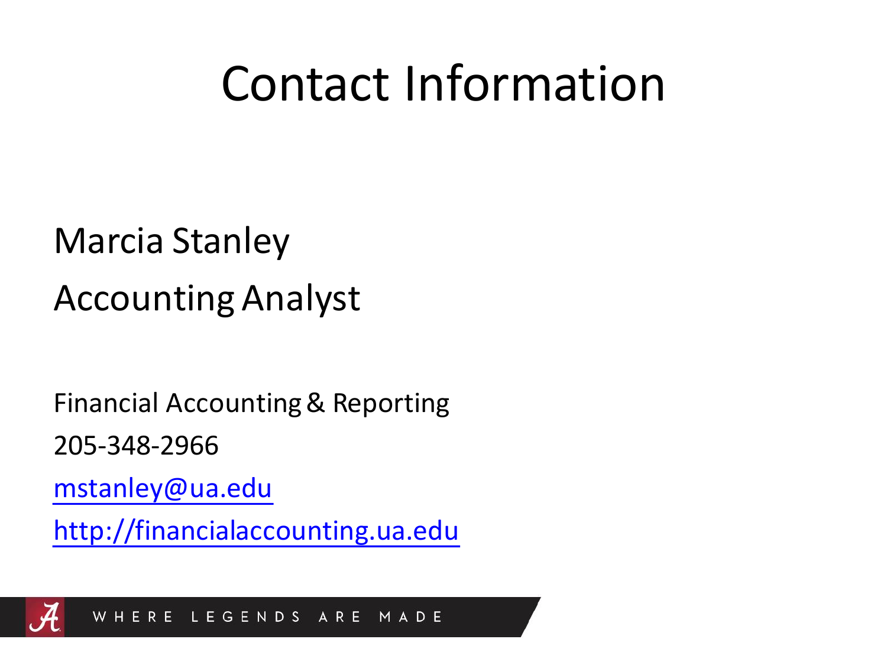# Contact Information

Marcia Stanley

Accounting Analyst

Financial Accounting & Reporting

205-348-2966

mstanley@ua.edu

http://financialaccounting.ua.edu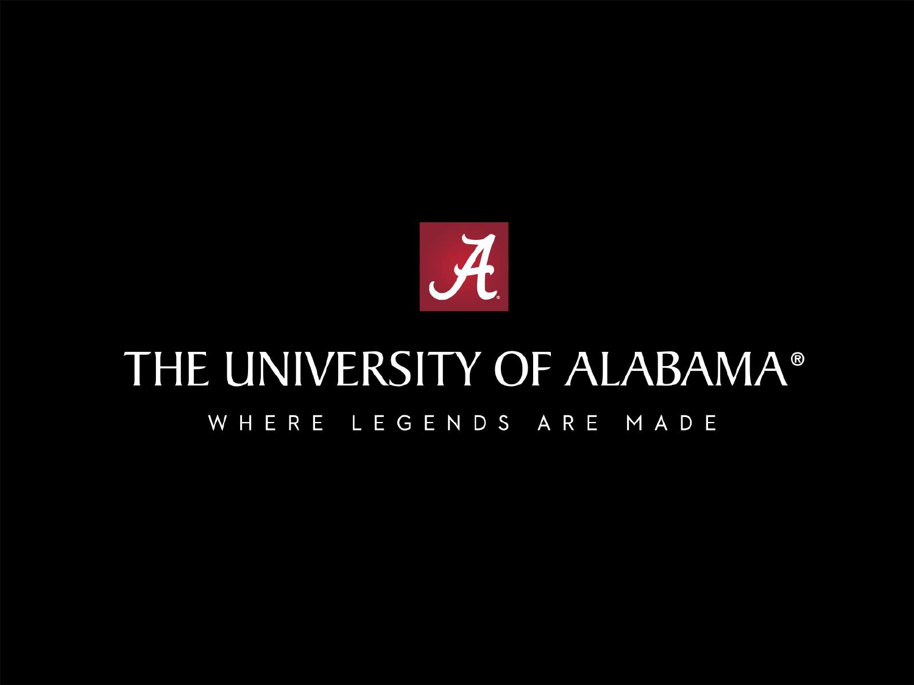# THE UNIVERSITY OF ALABAMA®

WHERE LEGENDS ARE MADE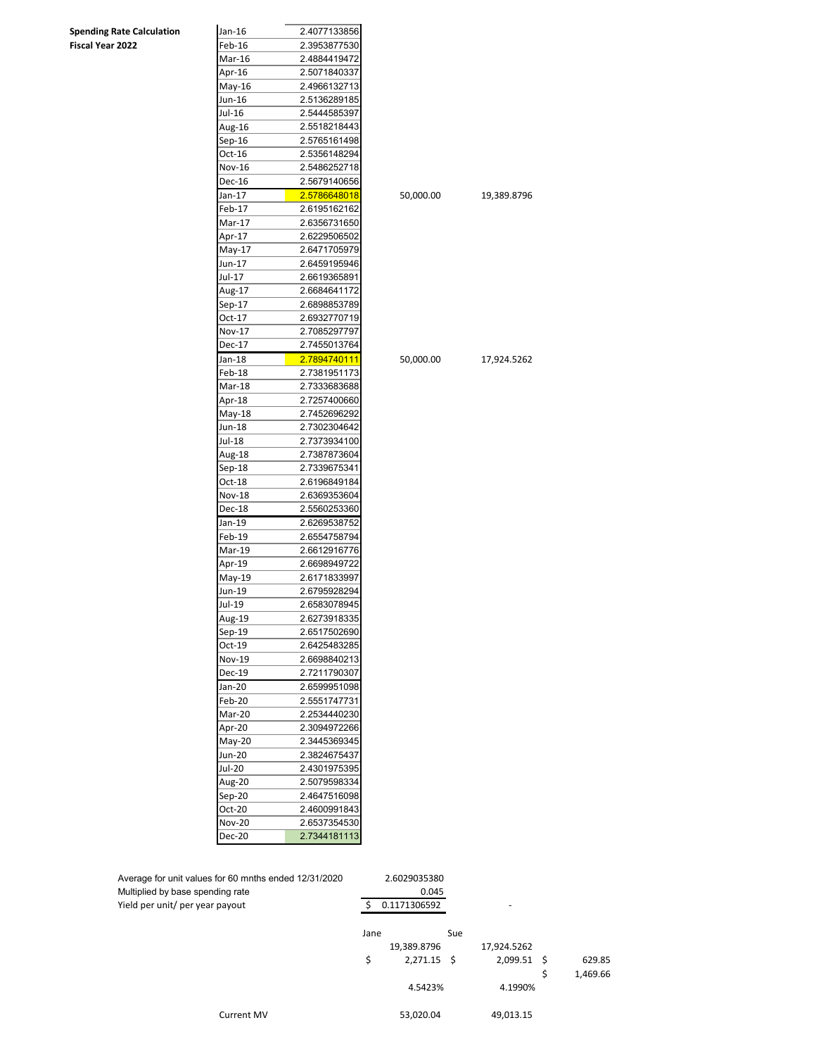**Spending Rate Calculation**
**Fiscal Year 2022**

| Month | Unit Value | | |
|---|---|---|---|
| Jan-16 | 2.4077133856 | | |
| Feb-16 | 2.3953877530 | | |
| Mar-16 | 2.4884419472 | | |
| Apr-16 | 2.5071840337 | | |
| May-16 | 2.4966132713 | | |
| Jun-16 | 2.5136289185 | | |
| Jul-16 | 2.5444585397 | | |
| Aug-16 | 2.5518218443 | | |
| Sep-16 | 2.5765161498 | | |
| Oct-16 | 2.5356148294 | | |
| Nov-16 | 2.5486252718 | | |
| Dec-16 | 2.5679140656 | | |
| Jan-17 | 2.5786648018 | 50,000.00 | 19,389.8796 |
| Feb-17 | 2.6195162162 | | |
| Mar-17 | 2.6356731650 | | |
| Apr-17 | 2.6229506502 | | |
| May-17 | 2.6471705979 | | |
| Jun-17 | 2.6459195946 | | |
| Jul-17 | 2.6619365891 | | |
| Aug-17 | 2.6684641172 | | |
| Sep-17 | 2.6898853789 | | |
| Oct-17 | 2.6932770719 | | |
| Nov-17 | 2.7085297797 | | |
| Dec-17 | 2.7455013764 | | |
| Jan-18 | 2.7894740111 | 50,000.00 | 17,924.5262 |
| Feb-18 | 2.7381951173 | | |
| Mar-18 | 2.7333683688 | | |
| Apr-18 | 2.7257400660 | | |
| May-18 | 2.7452696292 | | |
| Jun-18 | 2.7302304642 | | |
| Jul-18 | 2.7373934100 | | |
| Aug-18 | 2.7387873604 | | |
| Sep-18 | 2.7339675341 | | |
| Oct-18 | 2.6196849184 | | |
| Nov-18 | 2.6369353604 | | |
| Dec-18 | 2.5560253360 | | |
| Jan-19 | 2.6269538752 | | |
| Feb-19 | 2.6554758794 | | |
| Mar-19 | 2.6612916776 | | |
| Apr-19 | 2.6698949722 | | |
| May-19 | 2.6171833997 | | |
| Jun-19 | 2.6795928294 | | |
| Jul-19 | 2.6583078945 | | |
| Aug-19 | 2.6273918335 | | |
| Sep-19 | 2.6517502690 | | |
| Oct-19 | 2.6425483285 | | |
| Nov-19 | 2.6698840213 | | |
| Dec-19 | 2.7211790307 | | |
| Jan-20 | 2.6599951098 | | |
| Feb-20 | 2.5551747731 | | |
| Mar-20 | 2.2534440230 | | |
| Apr-20 | 2.3094972266 | | |
| May-20 | 2.3445369345 | | |
| Jun-20 | 2.3824675437 | | |
| Jul-20 | 2.4301975395 | | |
| Aug-20 | 2.5079598334 | | |
| Sep-20 | 2.4647516098 | | |
| Oct-20 | 2.4600991843 | | |
| Nov-20 | 2.6537354530 | | |
| Dec-20 | 2.7344181113 | | |

| | | | |
|---|---|---|---|
| Average for unit values for 60 mnths ended 12/31/2020 | 2.6029035380 | | |
| Multiplied by base spending rate | 0.045 | | |
| Yield per unit/ per year payout | $ 0.1171306592 | - | |

| | Jane | Sue | |
|---|---|---|---|
| | 19,389.8796 | 17,924.5262 | |
| | $ 2,271.15 | $ 2,099.51 | $ 629.85 |
| | | | $ 1,469.66 |
| | 4.5423% | 4.1990% | |
| Current MV | 53,020.04 | 49,013.15 | |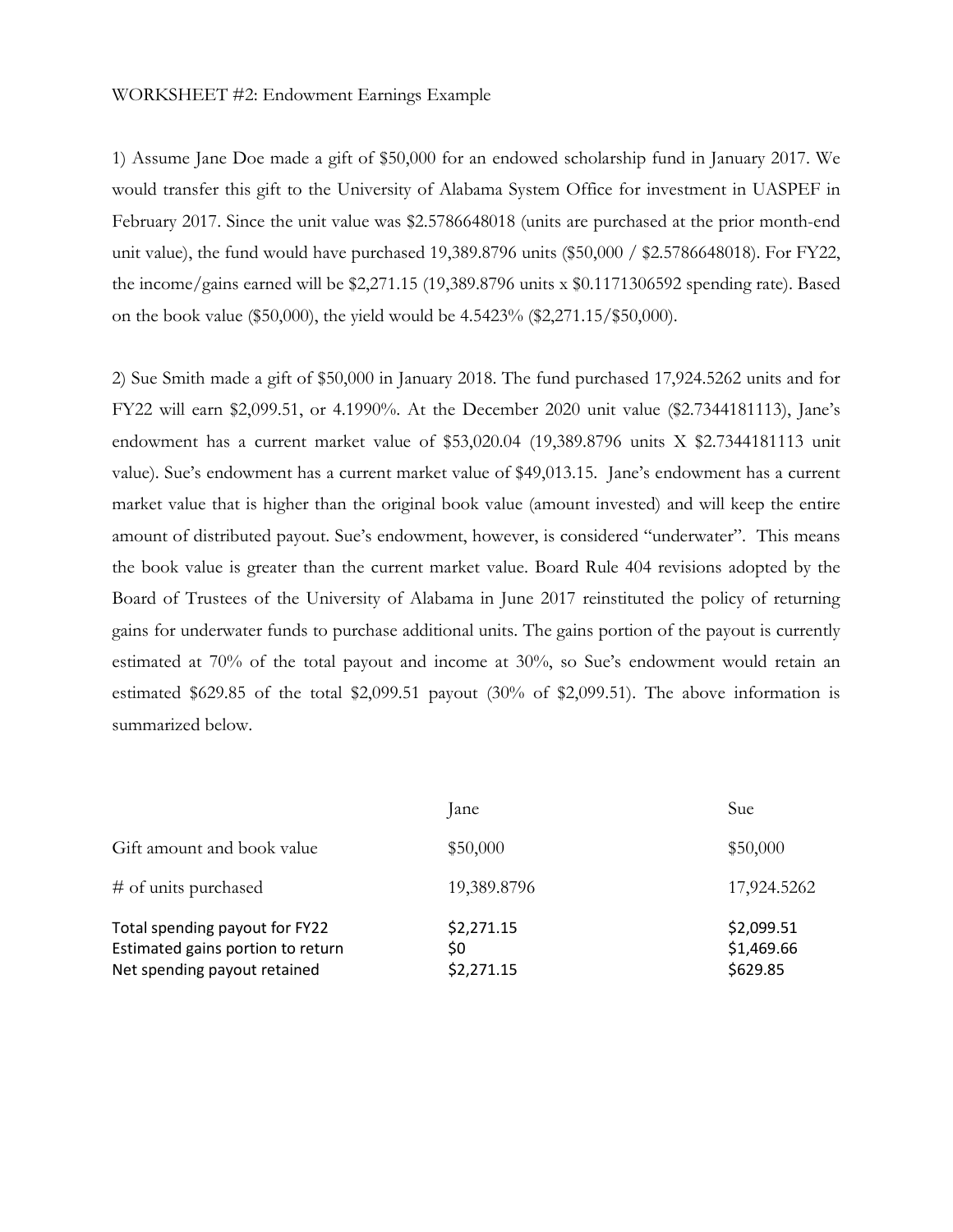WORKSHEET #2: Endowment Earnings Example

1) Assume Jane Doe made a gift of $50,000 for an endowed scholarship fund in January 2017. We would transfer this gift to the University of Alabama System Office for investment in UASPEF in February 2017. Since the unit value was $2.5786648018 (units are purchased at the prior month-end unit value), the fund would have purchased 19,389.8796 units ($50,000 / $2.5786648018). For FY22, the income/gains earned will be $2,271.15 (19,389.8796 units x $0.1171306592 spending rate). Based on the book value ($50,000), the yield would be 4.5423% ($2,271.15/$50,000).

2) Sue Smith made a gift of $50,000 in January 2018. The fund purchased 17,924.5262 units and for FY22 will earn $2,099.51, or 4.1990%. At the December 2020 unit value ($2.7344181113), Jane's endowment has a current market value of $53,020.04 (19,389.8796 units X $2.7344181113 unit value). Sue's endowment has a current market value of $49,013.15. Jane's endowment has a current market value that is higher than the original book value (amount invested) and will keep the entire amount of distributed payout. Sue's endowment, however, is considered "underwater". This means the book value is greater than the current market value. Board Rule 404 revisions adopted by the Board of Trustees of the University of Alabama in June 2017 reinstituted the policy of returning gains for underwater funds to purchase additional units. The gains portion of the payout is currently estimated at 70% of the total payout and income at 30%, so Sue's endowment would retain an estimated $629.85 of the total $2,099.51 payout (30% of $2,099.51). The above information is summarized below.

| | Jane | Sue |
|---|---|---|
| Gift amount and book value | $50,000 | $50,000 |
| # of units purchased | 19,389.8796 | 17,924.5262 |
| Total spending payout for FY22 | $2,271.15 | $2,099.51 |
| Estimated gains portion to return | $0 | $1,469.66 |
| Net spending payout retained | $2,271.15 | $629.85 |